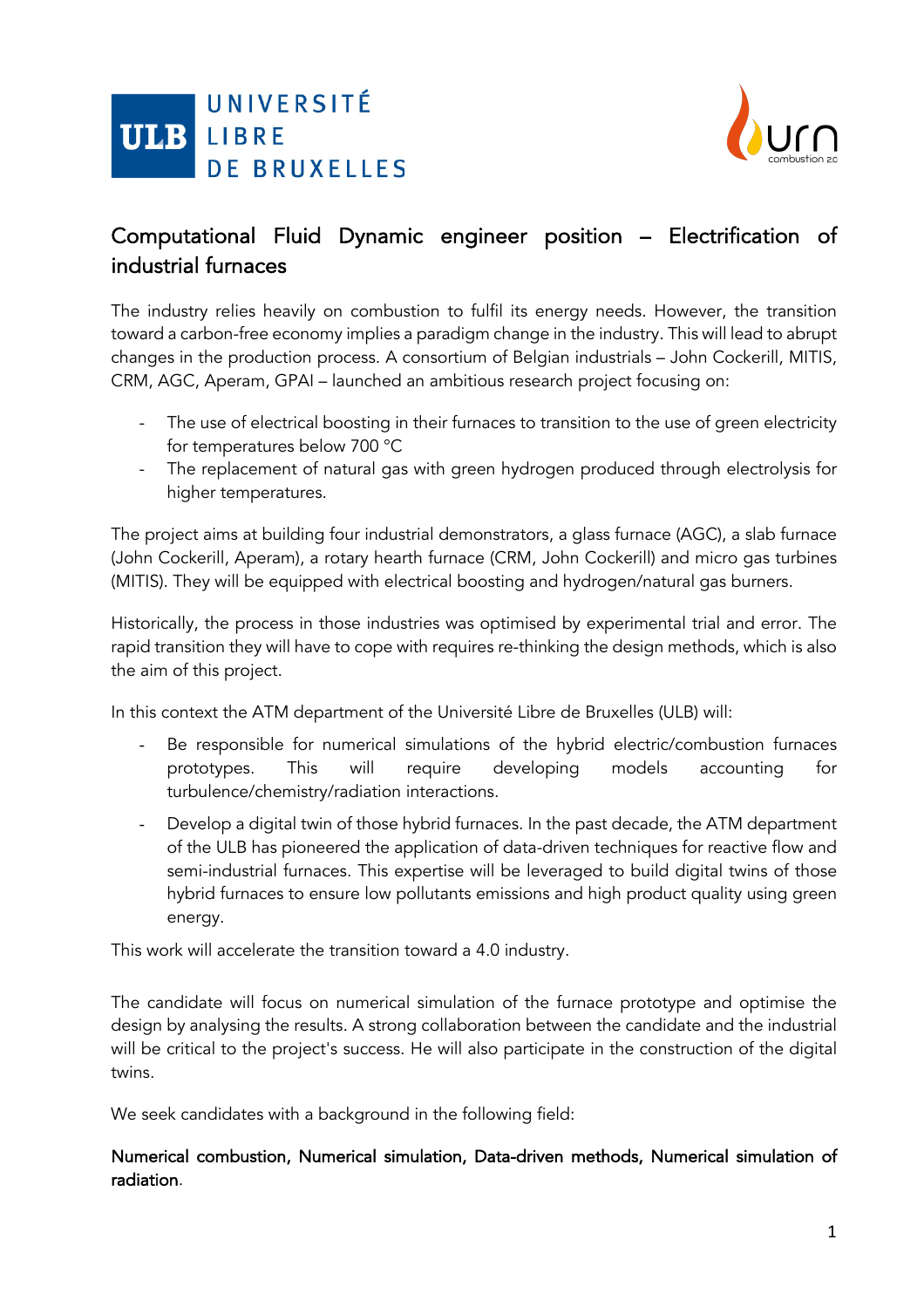# Computational Fluid Dynamic engineer position – Electrification of industrial furnaces

The industry relies heavily on combustion to fulfil its energy needs. However, the transition toward a carbon-free economy implies a paradigm change in the industry. This will lead to abrupt changes in the production process. A consortium of Belgian industrials – John Cockerill, MITIS, CRM, AGC, Aperam, GPAI – launched an ambitious research project focusing on:

- The use of electrical boosting in their furnaces to transition to the use of green electricity for temperatures below 700 °C
- The replacement of natural gas with green hydrogen produced through electrolysis for higher temperatures.

The project aims at building four industrial demonstrators, a glass furnace (AGC), a slab furnace (John Cockerill, Aperam), a rotary hearth furnace (CRM, John Cockerill) and micro gas turbines (MITIS). They will be equipped with electrical boosting and hydrogen/natural gas burners.

Historically, the process in those industries was optimised by experimental trial and error. The rapid transition they will have to cope with requires re-thinking the design methods, which is also the aim of this project.

In this context the ATM department of the Université Libre de Bruxelles (ULB) will:

- Be responsible for numerical simulations of the hybrid electric/combustion furnaces prototypes. This will require developing models accounting for turbulence/chemistry/radiation interactions.
- Develop a digital twin of those hybrid furnaces. In the past decade, the ATM department of the ULB has pioneered the application of data-driven techniques for reactive flow and semi-industrial furnaces. This expertise will be leveraged to build digital twins of those hybrid furnaces to ensure low pollutants emissions and high product quality using green energy.

This work will accelerate the transition toward a 4.0 industry.

The candidate will focus on numerical simulation of the furnace prototype and optimise the design by analysing the results. A strong collaboration between the candidate and the industrial will be critical to the project's success. He will also participate in the construction of the digital twins.

We seek candidates with a background in the following field:

Numerical combustion, Numerical simulation, Data-driven methods, Numerical simulation of radiation.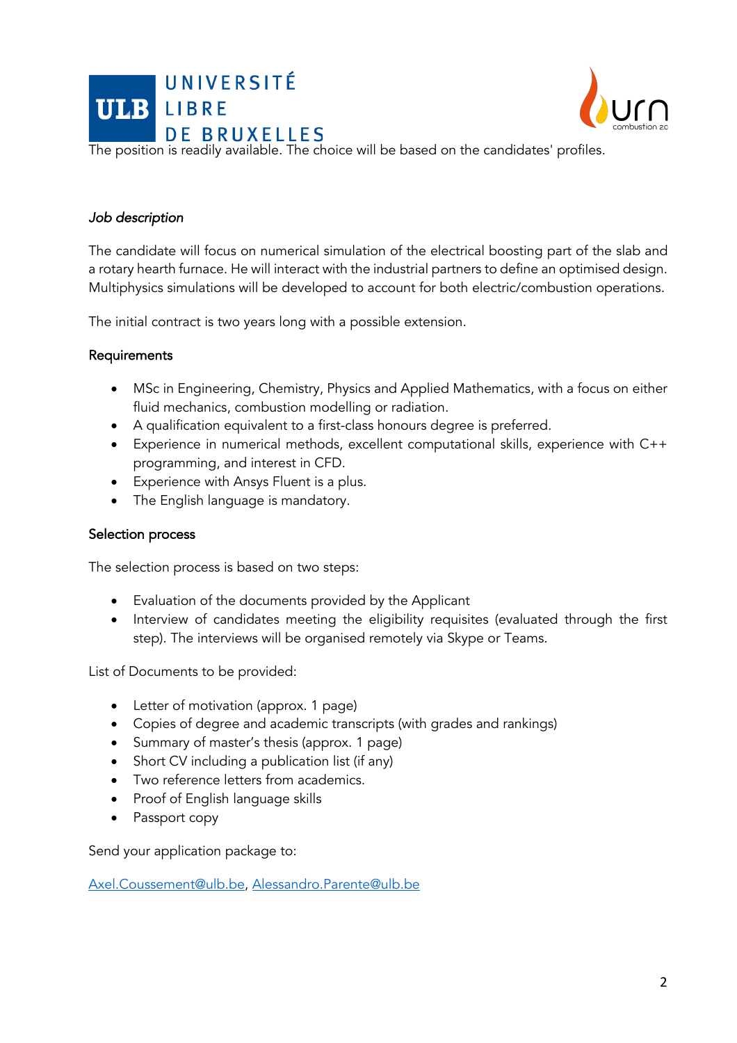The position is readily available. The choice will be based on the candidates' profiles.

*Job description*

The candidate will focus on numerical simulation of the electrical boosting part of the slab and a rotary hearth furnace. He will interact with the industrial partners to define an optimised design. Multiphysics simulations will be developed to account for both electric/combustion operations.

The initial contract is two years long with a possible extension.

Requirements

- MSc in Engineering, Chemistry, Physics and Applied Mathematics, with a focus on either fluid mechanics, combustion modelling or radiation.
- A qualification equivalent to a first-class honours degree is preferred.
- Experience in numerical methods, excellent computational skills, experience with C++ programming, and interest in CFD.
- Experience with Ansys Fluent is a plus.
- The English language is mandatory.

Selection process

The selection process is based on two steps:

- Evaluation of the documents provided by the Applicant
- Interview of candidates meeting the eligibility requisites (evaluated through the first step). The interviews will be organised remotely via Skype or Teams.

List of Documents to be provided:

- Letter of motivation (approx. 1 page)
- Copies of degree and academic transcripts (with grades and rankings)
- Summary of master's thesis (approx. 1 page)
- Short CV including a publication list (if any)
- Two reference letters from academics.
- Proof of English language skills
- Passport copy

Send your application package to:

Axel.Coussement@ulb.be, Alessandro.Parente@ulb.be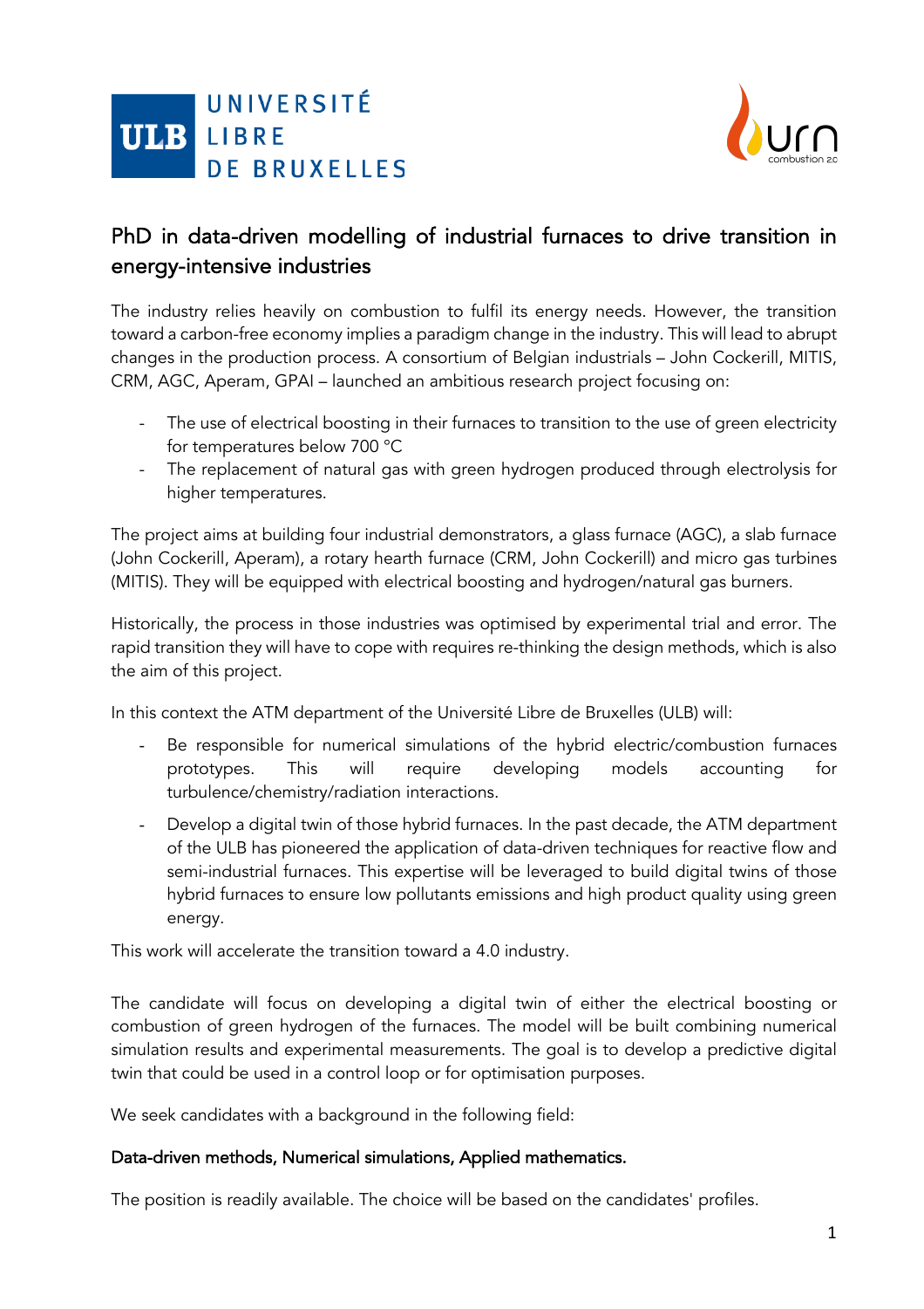# PhD in data-driven modelling of industrial furnaces to drive transition in energy-intensive industries

The industry relies heavily on combustion to fulfil its energy needs. However, the transition toward a carbon-free economy implies a paradigm change in the industry. This will lead to abrupt changes in the production process. A consortium of Belgian industrials – John Cockerill, MITIS, CRM, AGC, Aperam, GPAI – launched an ambitious research project focusing on:

- The use of electrical boosting in their furnaces to transition to the use of green electricity for temperatures below 700 °C
- The replacement of natural gas with green hydrogen produced through electrolysis for higher temperatures.

The project aims at building four industrial demonstrators, a glass furnace (AGC), a slab furnace (John Cockerill, Aperam), a rotary hearth furnace (CRM, John Cockerill) and micro gas turbines (MITIS). They will be equipped with electrical boosting and hydrogen/natural gas burners.

Historically, the process in those industries was optimised by experimental trial and error. The rapid transition they will have to cope with requires re-thinking the design methods, which is also the aim of this project.

In this context the ATM department of the Université Libre de Bruxelles (ULB) will:

- Be responsible for numerical simulations of the hybrid electric/combustion furnaces prototypes. This will require developing models accounting for turbulence/chemistry/radiation interactions.
- Develop a digital twin of those hybrid furnaces. In the past decade, the ATM department of the ULB has pioneered the application of data-driven techniques for reactive flow and semi-industrial furnaces. This expertise will be leveraged to build digital twins of those hybrid furnaces to ensure low pollutants emissions and high product quality using green energy.

This work will accelerate the transition toward a 4.0 industry.

The candidate will focus on developing a digital twin of either the electrical boosting or combustion of green hydrogen of the furnaces. The model will be built combining numerical simulation results and experimental measurements. The goal is to develop a predictive digital twin that could be used in a control loop or for optimisation purposes.

We seek candidates with a background in the following field:

**Data-driven methods, Numerical simulations, Applied mathematics.**

The position is readily available. The choice will be based on the candidates' profiles.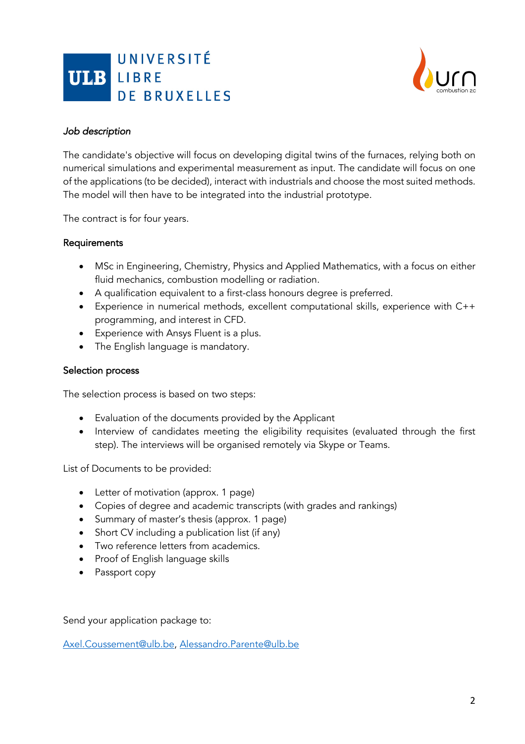*Job description*

The candidate's objective will focus on developing digital twins of the furnaces, relying both on numerical simulations and experimental measurement as input. The candidate will focus on one of the applications (to be decided), interact with industrials and choose the most suited methods. The model will then have to be integrated into the industrial prototype.

The contract is for four years.

## Requirements

- MSc in Engineering, Chemistry, Physics and Applied Mathematics, with a focus on either fluid mechanics, combustion modelling or radiation.
- A qualification equivalent to a first-class honours degree is preferred.
- Experience in numerical methods, excellent computational skills, experience with C++ programming, and interest in CFD.
- Experience with Ansys Fluent is a plus.
- The English language is mandatory.

## Selection process

The selection process is based on two steps:

- Evaluation of the documents provided by the Applicant
- Interview of candidates meeting the eligibility requisites (evaluated through the first step). The interviews will be organised remotely via Skype or Teams.

List of Documents to be provided:

- Letter of motivation (approx. 1 page)
- Copies of degree and academic transcripts (with grades and rankings)
- Summary of master's thesis (approx. 1 page)
- Short CV including a publication list (if any)
- Two reference letters from academics.
- Proof of English language skills
- Passport copy

Send your application package to:

Axel.Coussement@ulb.be, Alessandro.Parente@ulb.be